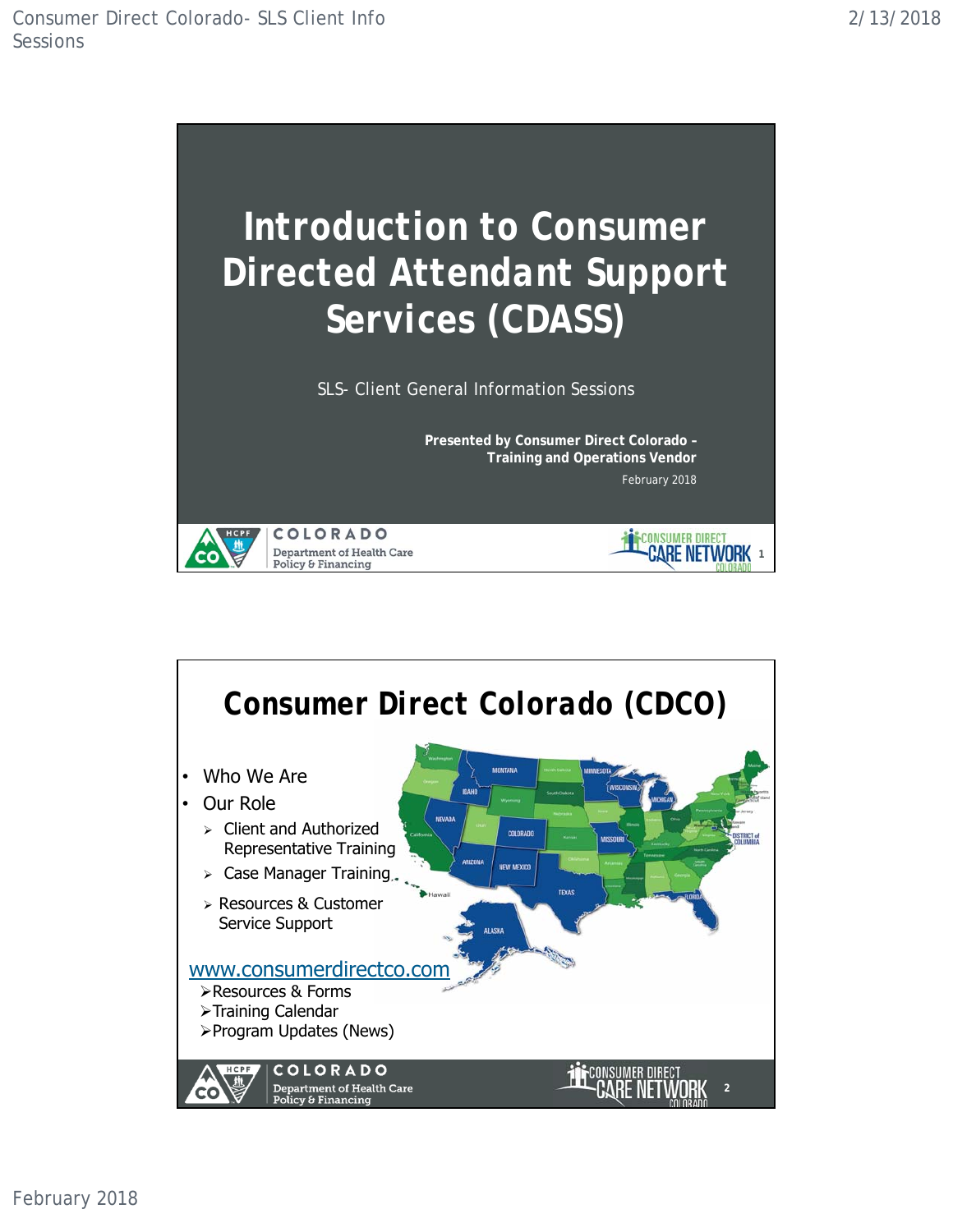# Introduction to Consumer Directed Attendant Support Services (CDASS)

SLS- Client General Information Sessions

**Presented by Consumer Direct Colorado – Training and Operations Vendor**

February 2018

COLORADO Department of Health Care Policy & Financing

CONSUMER DIRECT CARE NETWORK COLORADO

# Consumer Direct Colorado (CDCO)

- Who We Are
- Our Role
  - Client and Authorized Representative Training
  - Case Manager Training
  - Resources & Customer Service Support

www.consumerdirectco.com

- Resources & Forms
- Training Calendar
- Program Updates (News)

COLORADO Department of Health Care Policy & Financing

CONSUMER DIRECT CARE NETWORK COLORADO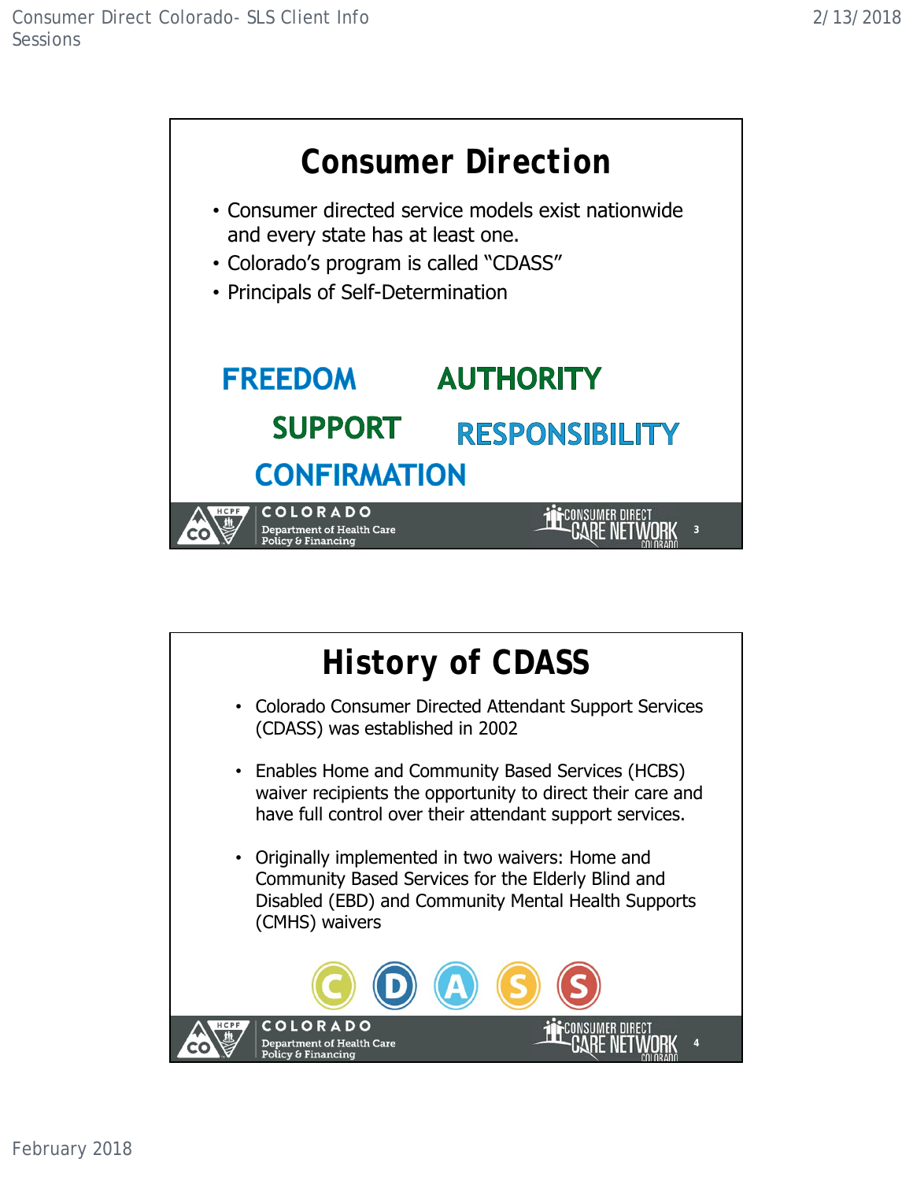# Consumer Direction

- Consumer directed service models exist nationwide and every state has at least one.
- Colorado's program is called "CDASS"
- Principals of Self-Determination

**FREEDOM** **AUTHORITY**

**SUPPORT** **RESPONSIBILITY**

**CONFIRMATION**

# History of CDASS

- Colorado Consumer Directed Attendant Support Services (CDASS) was established in 2002
- Enables Home and Community Based Services (HCBS) waiver recipients the opportunity to direct their care and have full control over their attendant support services.
- Originally implemented in two waivers: Home and Community Based Services for the Elderly Blind and Disabled (EBD) and Community Mental Health Supports (CMHS) waivers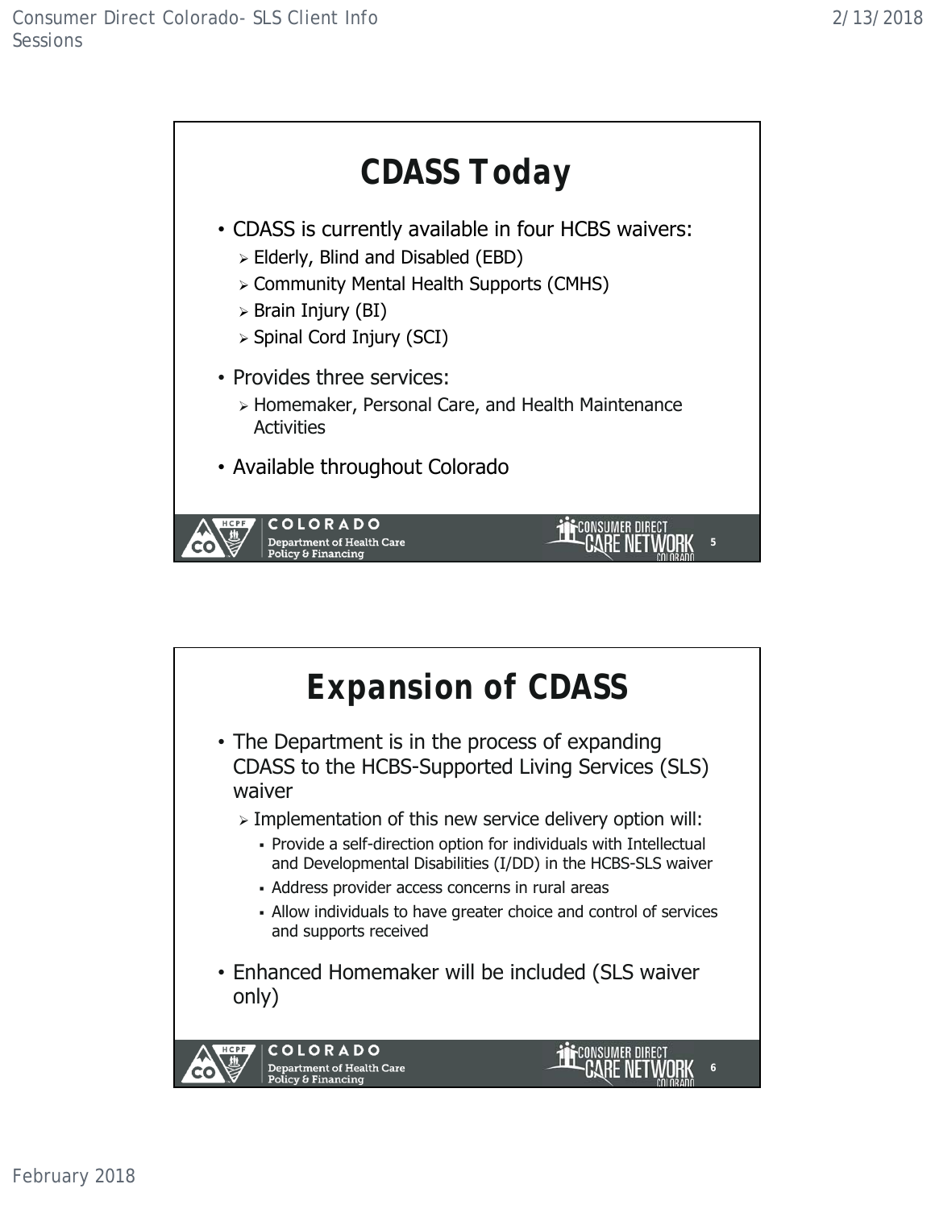## CDASS Today

- CDASS is currently available in four HCBS waivers:
  - Elderly, Blind and Disabled (EBD)
  - Community Mental Health Supports (CMHS)
  - Brain Injury (BI)
  - Spinal Cord Injury (SCI)
- Provides three services:
  - Homemaker, Personal Care, and Health Maintenance Activities
- Available throughout Colorado

## Expansion of CDASS

- The Department is in the process of expanding CDASS to the HCBS-Supported Living Services (SLS) waiver
  - Implementation of this new service delivery option will:
    - Provide a self-direction option for individuals with Intellectual and Developmental Disabilities (I/DD) in the HCBS-SLS waiver
    - Address provider access concerns in rural areas
    - Allow individuals to have greater choice and control of services and supports received
- Enhanced Homemaker will be included (SLS waiver only)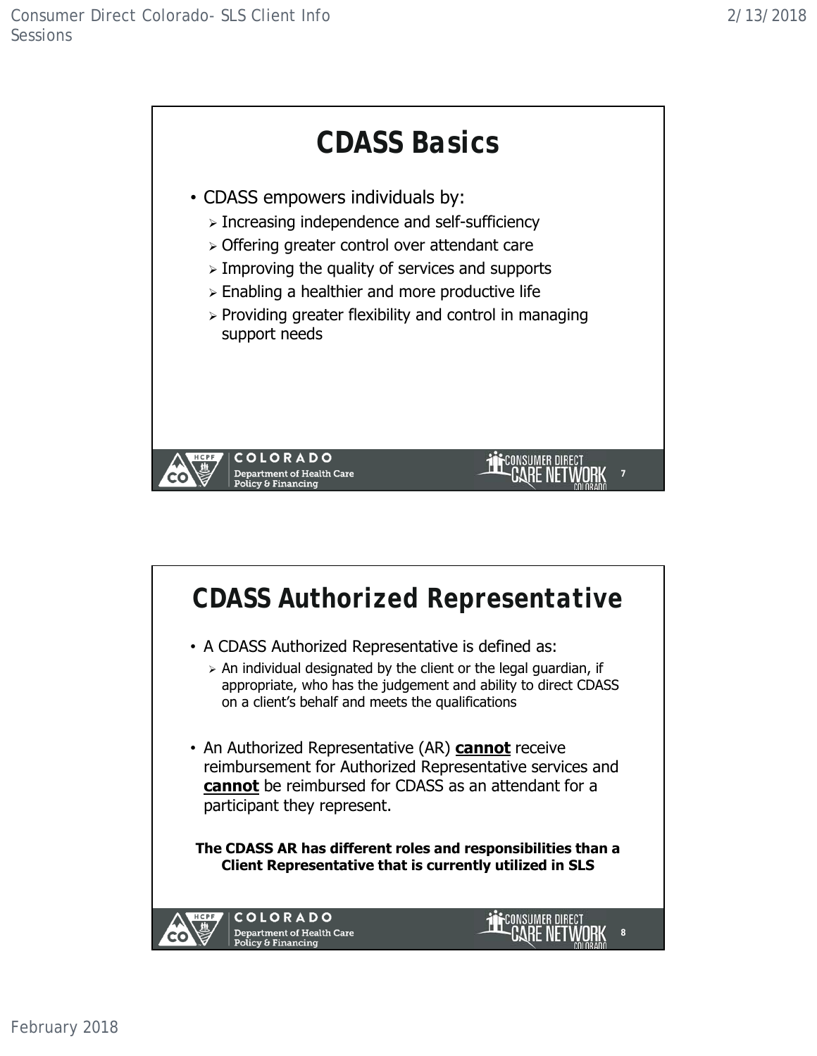## CDASS Basics

- CDASS empowers individuals by:
  - Increasing independence and self-sufficiency
  - Offering greater control over attendant care
  - Improving the quality of services and supports
  - Enabling a healthier and more productive life
  - Providing greater flexibility and control in managing support needs

## CDASS Authorized Representative

- A CDASS Authorized Representative is defined as:
  - An individual designated by the client or the legal guardian, if appropriate, who has the judgement and ability to direct CDASS on a client's behalf and meets the qualifications
- An Authorized Representative (AR) **cannot** receive reimbursement for Authorized Representative services and **cannot** be reimbursed for CDASS as an attendant for a participant they represent.

**The CDASS AR has different roles and responsibilities than a Client Representative that is currently utilized in SLS**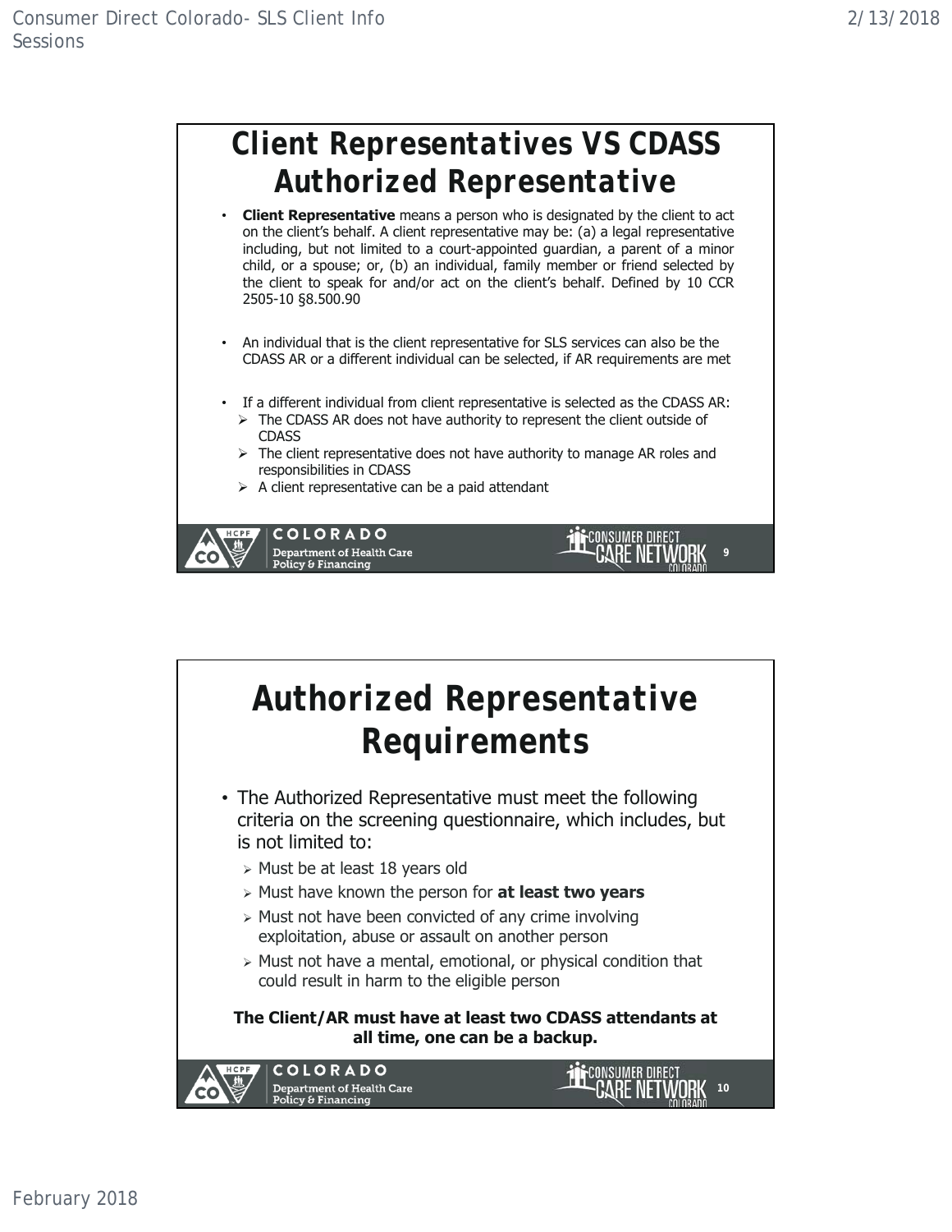# Client Representatives VS CDASS Authorized Representative

- **Client Representative** means a person who is designated by the client to act on the client's behalf. A client representative may be: (a) a legal representative including, but not limited to a court-appointed guardian, a parent of a minor child, or a spouse; or, (b) an individual, family member or friend selected by the client to speak for and/or act on the client's behalf. Defined by 10 CCR 2505-10 §8.500.90
- An individual that is the client representative for SLS services can also be the CDASS AR or a different individual can be selected, if AR requirements are met
- If a different individual from client representative is selected as the CDASS AR:
  - The CDASS AR does not have authority to represent the client outside of CDASS
  - The client representative does not have authority to manage AR roles and responsibilities in CDASS
  - A client representative can be a paid attendant

# Authorized Representative Requirements

- The Authorized Representative must meet the following criteria on the screening questionnaire, which includes, but is not limited to:
  - Must be at least 18 years old
  - Must have known the person for **at least two years**
  - Must not have been convicted of any crime involving exploitation, abuse or assault on another person
  - Must not have a mental, emotional, or physical condition that could result in harm to the eligible person

**The Client/AR must have at least two CDASS attendants at all time, one can be a backup.**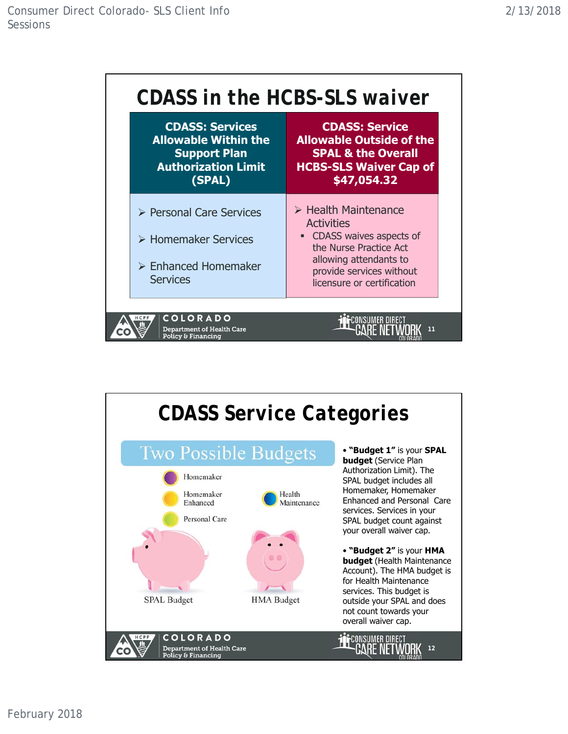# CDASS in the HCBS-SLS waiver

| CDASS: Services Allowable Within the Support Plan Authorization Limit (SPAL) | CDASS: Service Allowable Outside of the SPAL & the Overall HCBS-SLS Waiver Cap of $47,054.32 |
|---|---|
| <ul><li>Personal Care Services</li><li>Homemaker Services</li><li>Enhanced Homemaker Services</li></ul> | <ul><li>Health Maintenance Activities<ul><li>CDASS waives aspects of the Nurse Practice Act allowing attendants to provide services without licensure or certification</li></ul></li></ul> |

# CDASS Service Categories

Two Possible Budgets

- Homemaker
- Homemaker Enhanced
- Personal Care

SPAL Budget

- Health Maintenance

HMA Budget

- **"Budget 1"** is your **SPAL budget** (Service Plan Authorization Limit). The SPAL budget includes all Homemaker, Homemaker Enhanced and Personal Care services. Services in your SPAL budget count against your overall waiver cap.
- **"Budget 2"** is your **HMA budget** (Health Maintenance Account). The HMA budget is for Health Maintenance services. This budget is outside your SPAL and does not count towards your overall waiver cap.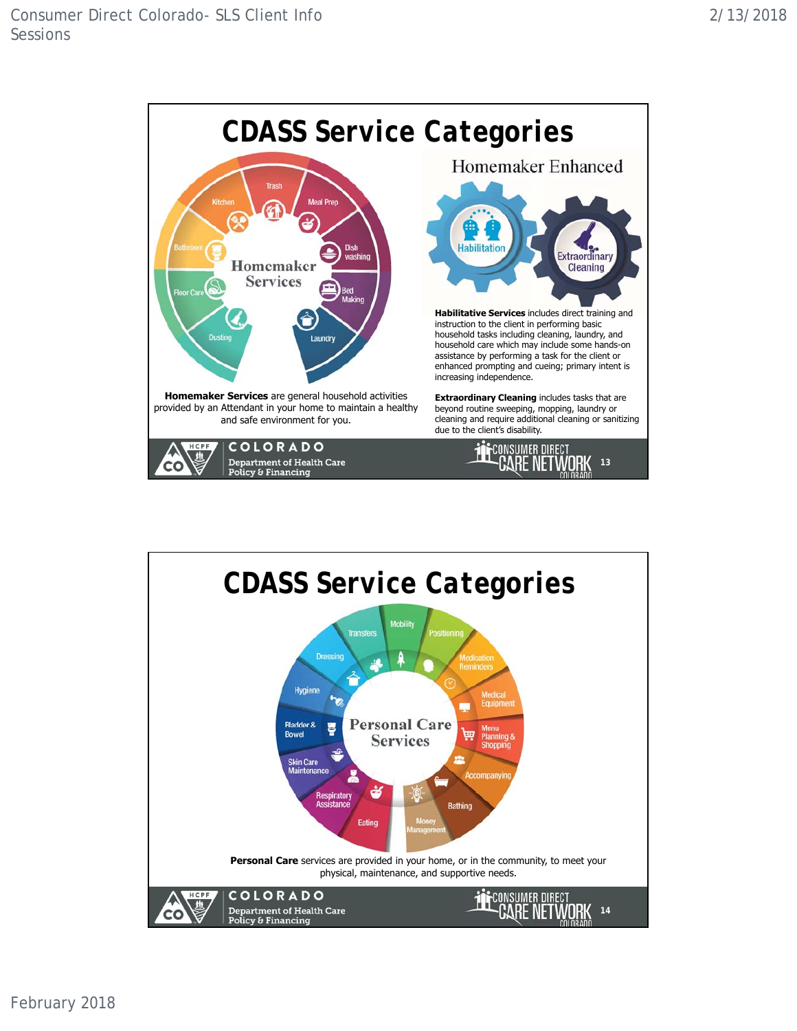# CDASS Service Categories

## Homemaker Services

Trash, Meal Prep, Dish washing, Bed Making, Laundry, Dusting, Floor Care, Bathroom, Kitchen

**Homemaker Services** are general household activities provided by an Attendant in your home to maintain a healthy and safe environment for you.

## Homemaker Enhanced

Habilitation, Extraordinary Cleaning

**Habilitative Services** includes direct training and instruction to the client in performing basic household tasks including cleaning, laundry, and household care which may include some hands-on assistance by performing a task for the client or enhanced prompting and cueing; primary intent is increasing independence.

**Extraordinary Cleaning** includes tasks that are beyond routine sweeping, mopping, laundry or cleaning and require additional cleaning or sanitizing due to the client's disability.

COLORADO Department of Health Care Policy & Financing

CONSUMER DIRECT CARE NETWORK COLORADO

# CDASS Service Categories

## Personal Care Services

Mobility, Positioning, Medication Reminders, Medical Equipment, Menu Planning & Shopping, Accompanying, Bathing, Money Management, Eating, Respiratory Assistance, Skin Care Maintenance, Bladder & Bowel, Hygiene, Dressing, Transfers

**Personal Care** services are provided in your home, or in the community, to meet your physical, maintenance, and supportive needs.

COLORADO Department of Health Care Policy & Financing

CONSUMER DIRECT CARE NETWORK COLORADO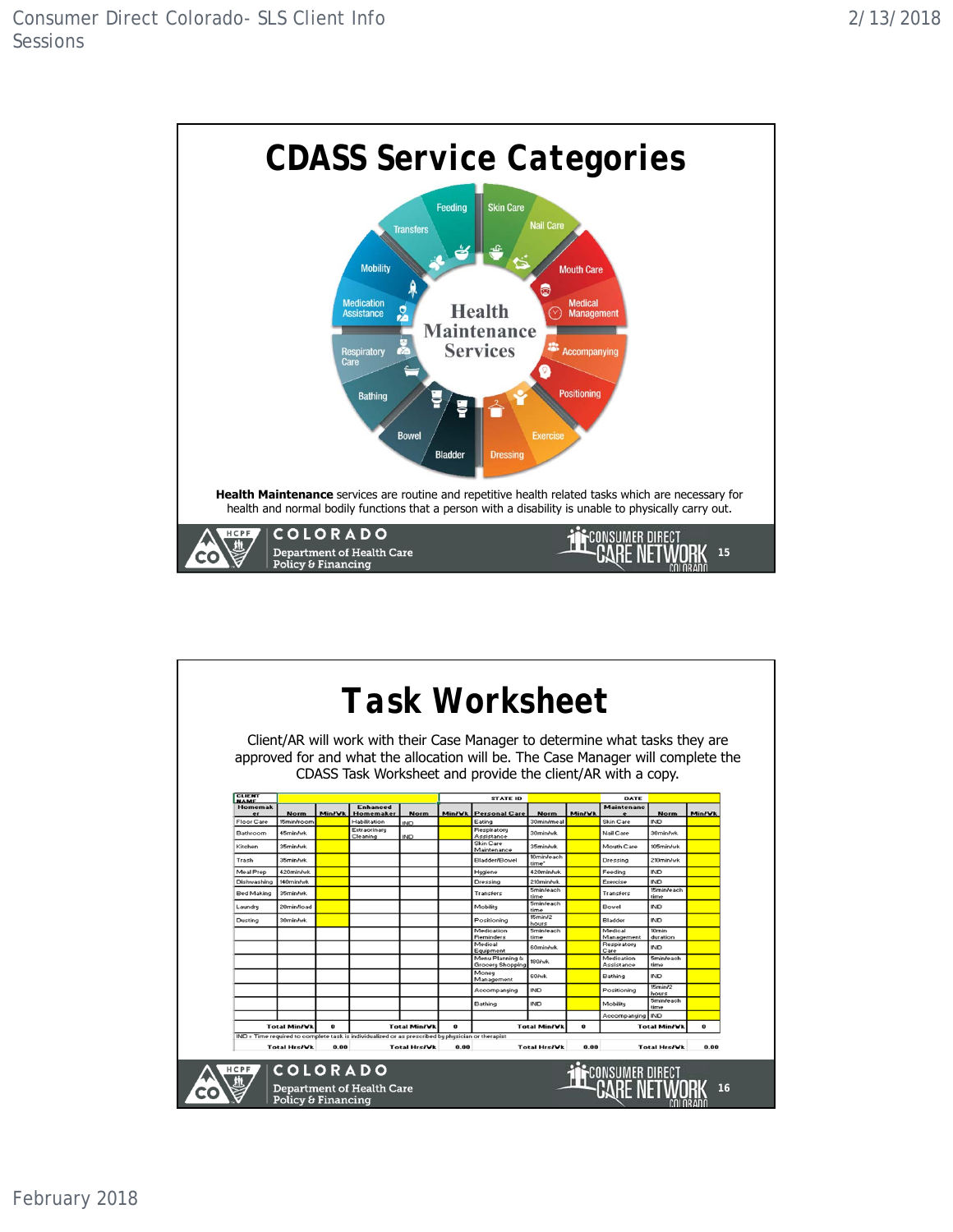# CDASS Service Categories

Health Maintenance Services

Feeding, Skin Care, Nail Care, Mouth Care, Medical Management, Accompanying, Positioning, Exercise, Dressing, Bladder, Bowel, Bathing, Respiratory Care, Medication Assistance, Mobility, Transfers

**Health Maintenance** services are routine and repetitive health related tasks which are necessary for health and normal bodily functions that a person with a disability is unable to physically carry out.

# Task Worksheet

Client/AR will work with their Case Manager to determine what tasks they are approved for and what the allocation will be. The Case Manager will complete the CDASS Task Worksheet and provide the client/AR with a copy.

| CLIENT NAME | | | | STATE ID | | | | DATE | | | | | | | |
|---|---|---|---|---|---|---|---|---|---|---|---|---|---|---|---|
| Homemaker | Norm | Min/Wk | Enhanced Homemaker | Norm | Min/Wk | Personal Care | Norm | Min/Wk | Maintenance | Norm | Min/Wk | | | | |
| Floor Care | 15min/room | | Habilitation | IND | | Eating | 30min/meal | | Skin Care | IND | | | | | |
| Bathroom | 45min/wk | | Extraordinary Cleaning | IND | | Respiratory Assistance | 30min/wk | | Nail Care | 30min/wk | | | | | |
| Kitchen | 35min/wk | | | | | Skin Care Maintenance | 35min/wk | | Mouth Care | 105min/wk | | | | | |
| Trash | 35min/wk | | | | | Bladder/Bowel | 10min/each time* | | Dressing | 210min/wk | | | | | |
| Meal Prep | 420min/wk | | | | | Hygiene | 420min/wk | | Feeding | IND | | | | | |
| Dishwashing | 140min/wk | | | | | Dressing | 210min/wk | | Exercise | IND | | | | | |
| Bed Making | 35min/wk | | | | | Transfers | 5min/each time | | Transfers | 15min/each time | | | | | |
| Laundry | 20min/load | | | | | Mobility | 5min/each time | | Bowel | IND | | | | | |
| Dusting | 30min/wk | | | | | Positioning | 15min/2 hours | | Bladder | IND | | | | | |
| | | | | | | Medication Reminders | 5min/each time | | Medical Management | 10min duration | | | | | |
| | | | | | | Medical Equipment | 60min/wk | | Respiratory Care | IND | | | | | |
| | | | | | | Menu Planning & Grocery Shopping | 180/wk | | Medication Assistance | 5min/each time | | | | | |
| | | | | | | Money Management | 60/wk | | Bathing | IND | | | | | |
| | | | | | | Accompanying | IND | | Positioning | 15min/2 hours | | | | | |
| | | | | | | Bathing | IND | | Mobility | 5min/each time | | | | | |
| | | | | | | | | | Accompanying | IND | | | | | |
| Total Min/Wk | | 0 | Total Min/Wk | | 0 | Total Min/Wk | | 0 | Total Min/Wk | | 0 | | | | |
| IND = Time required to complete task is individualized or as prescribed by physician or therapist | | | | | | | | | | | | | | | |
| Total Hrs/Wk | | 0.00 | Total Hrs/Wk | | 0.00 | Total Hrs/Wk | | 0.00 | Total Hrs/Wk | | 0.00 | | | | |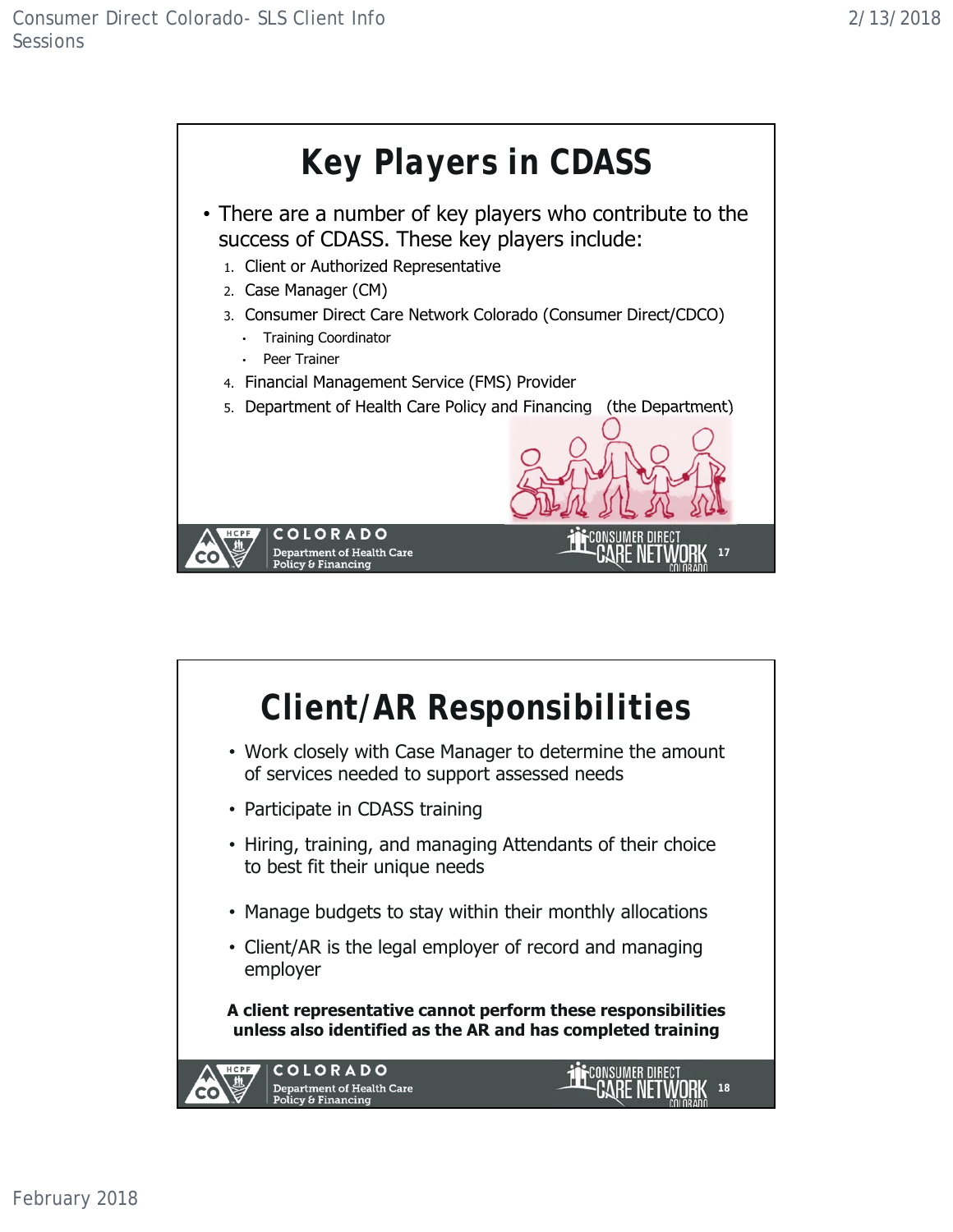# Key Players in CDASS

- There are a number of key players who contribute to the success of CDASS. These key players include:
  1. Client or Authorized Representative
  2. Case Manager (CM)
  3. Consumer Direct Care Network Colorado (Consumer Direct/CDCO)
     - Training Coordinator
     - Peer Trainer
  4. Financial Management Service (FMS) Provider
  5. Department of Health Care Policy and Financing (the Department)

# Client/AR Responsibilities

- Work closely with Case Manager to determine the amount of services needed to support assessed needs
- Participate in CDASS training
- Hiring, training, and managing Attendants of their choice to best fit their unique needs
- Manage budgets to stay within their monthly allocations
- Client/AR is the legal employer of record and managing employer

**A client representative cannot perform these responsibilities unless also identified as the AR and has completed training**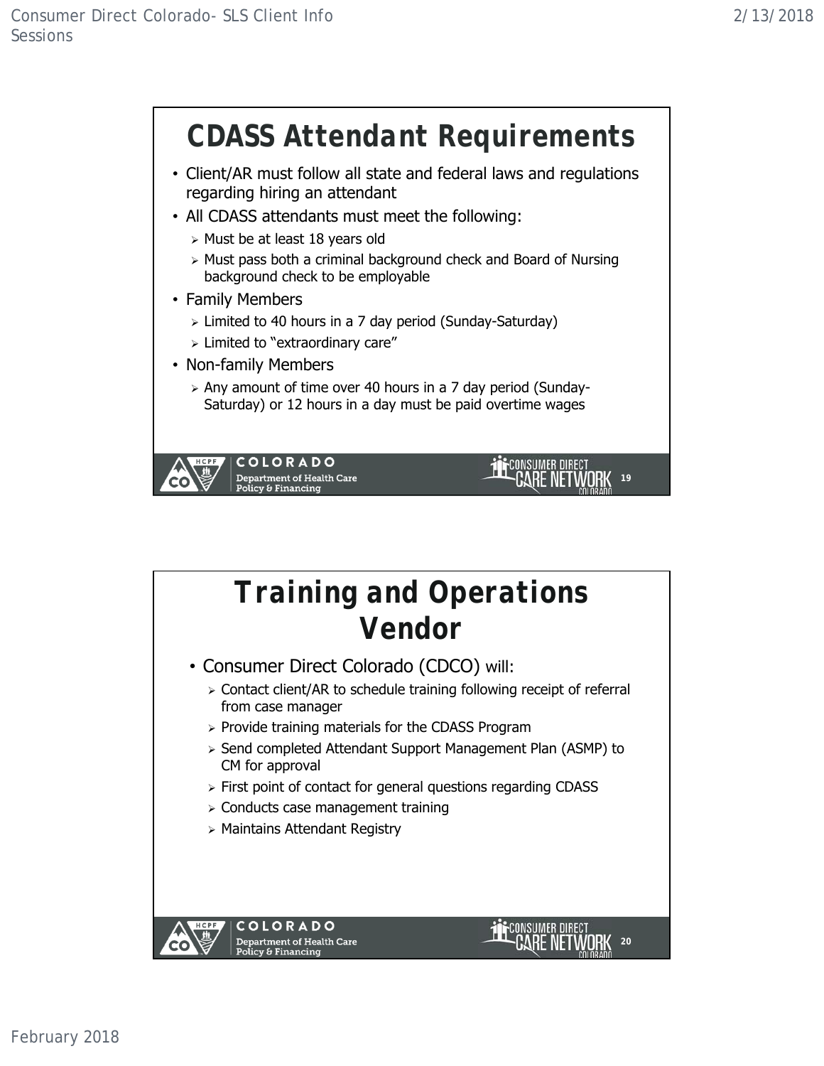## CDASS Attendant Requirements

- Client/AR must follow all state and federal laws and regulations regarding hiring an attendant
- All CDASS attendants must meet the following:
  - Must be at least 18 years old
  - Must pass both a criminal background check and Board of Nursing background check to be employable
- Family Members
  - Limited to 40 hours in a 7 day period (Sunday-Saturday)
  - Limited to "extraordinary care"
- Non-family Members
  - Any amount of time over 40 hours in a 7 day period (Sunday-Saturday) or 12 hours in a day must be paid overtime wages

## Training and Operations Vendor

- Consumer Direct Colorado (CDCO) will:
  - Contact client/AR to schedule training following receipt of referral from case manager
  - Provide training materials for the CDASS Program
  - Send completed Attendant Support Management Plan (ASMP) to CM for approval
  - First point of contact for general questions regarding CDASS
  - Conducts case management training
  - Maintains Attendant Registry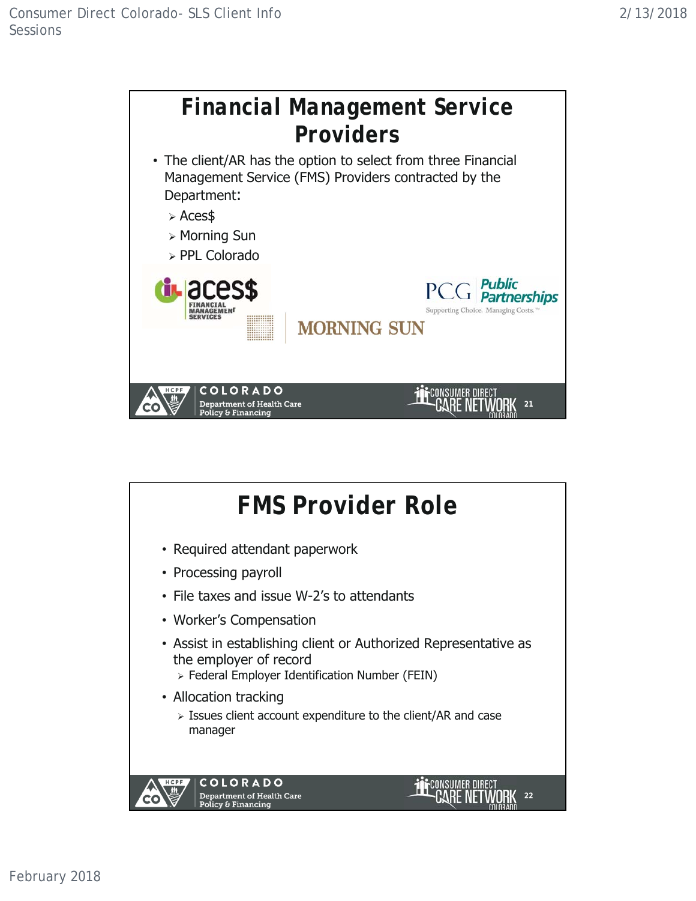## Financial Management Service Providers

- The client/AR has the option to select from three Financial Management Service (FMS) Providers contracted by the Department:
  - Aces$
  - Morning Sun
  - PPL Colorado

## FMS Provider Role

- Required attendant paperwork
- Processing payroll
- File taxes and issue W-2's to attendants
- Worker's Compensation
- Assist in establishing client or Authorized Representative as the employer of record
  - Federal Employer Identification Number (FEIN)
- Allocation tracking
  - Issues client account expenditure to the client/AR and case manager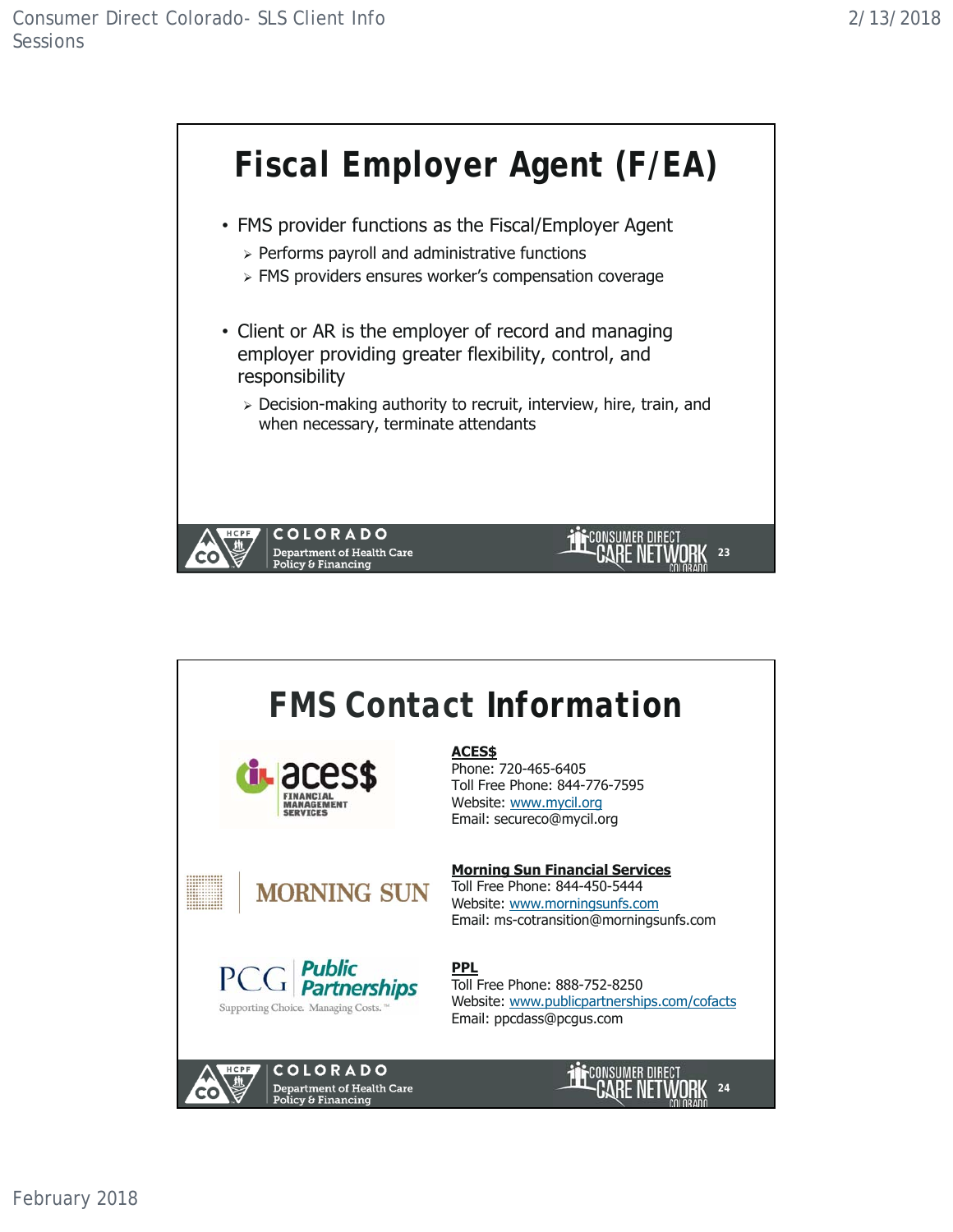# Fiscal Employer Agent (F/EA)

- FMS provider functions as the Fiscal/Employer Agent
  - Performs payroll and administrative functions
  - FMS providers ensures worker's compensation coverage
- Client or AR is the employer of record and managing employer providing greater flexibility, control, and responsibility
  - Decision-making authority to recruit, interview, hire, train, and when necessary, terminate attendants

# FMS Contact Information

**ACES$**
Phone: 720-465-6405
Toll Free Phone: 844-776-7595
Website: www.mycil.org
Email: secureco@mycil.org

**Morning Sun Financial Services**
Toll Free Phone: 844-450-5444
Website: www.morningsunfs.com
Email: ms-cotransition@morningsunfs.com

**PPL**
Toll Free Phone: 888-752-8250
Website: www.publicpartnerships.com/cofacts
Email: ppcdass@pcgus.com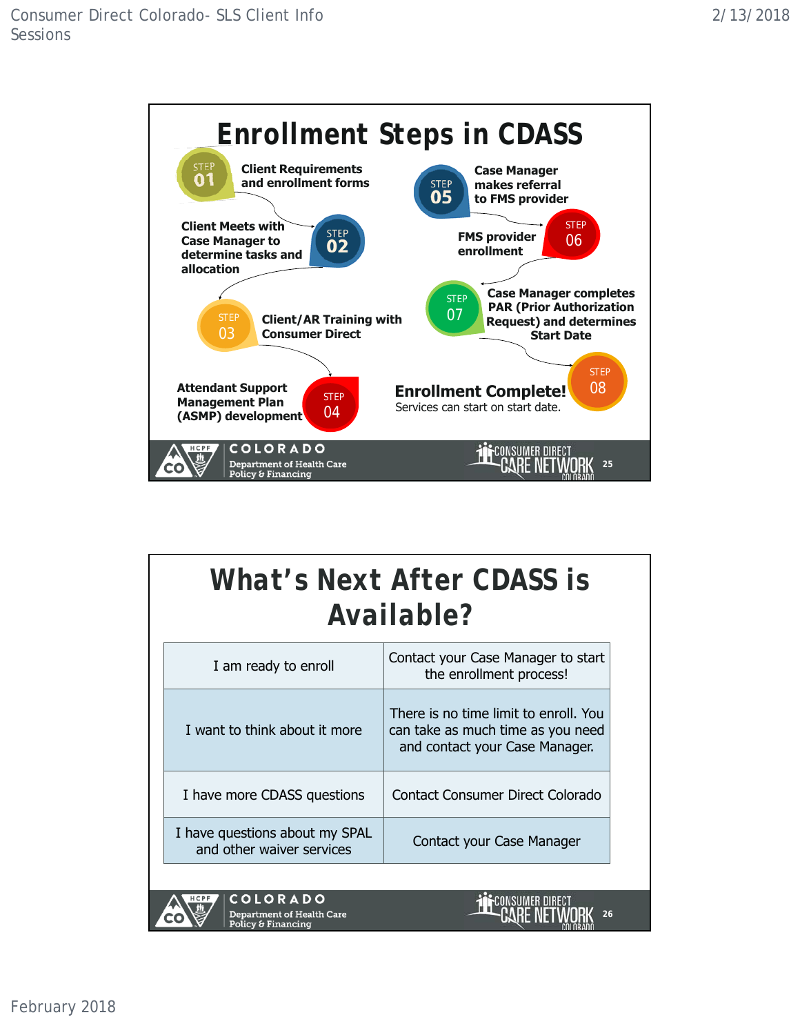# Enrollment Steps in CDASS

**STEP 01** – Client Requirements and enrollment forms

**STEP 02** – Client Meets with Case Manager to determine tasks and allocation

**STEP 03** – Client/AR Training with Consumer Direct

**STEP 04** – Attendant Support Management Plan (ASMP) development

**STEP 05** – Case Manager makes referral to FMS provider

**STEP 06** – FMS provider enrollment

**STEP 07** – Case Manager completes PAR (Prior Authorization Request) and determines Start Date

**STEP 08** – **Enrollment Complete!** Services can start on start date.

# What's Next After CDASS is Available?

| | |
|---|---|
| I am ready to enroll | Contact your Case Manager to start the enrollment process! |
| I want to think about it more | There is no time limit to enroll. You can take as much time as you need and contact your Case Manager. |
| I have more CDASS questions | Contact Consumer Direct Colorado |
| I have questions about my SPAL and other waiver services | Contact your Case Manager |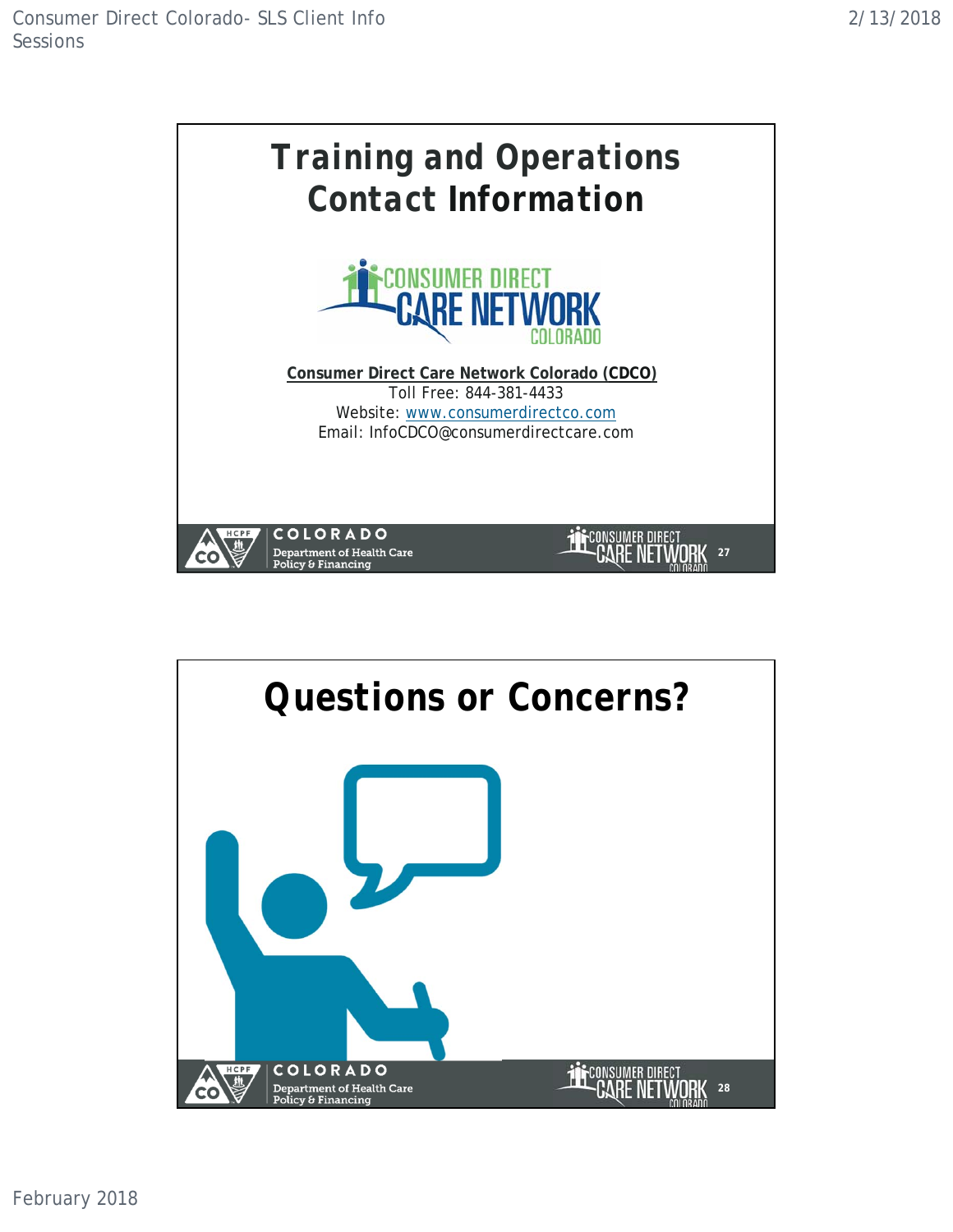# Training and Operations Contact Information

**Consumer Direct Care Network Colorado (CDCO)**

Toll Free: 844-381-4433

Website: www.consumerdirectco.com

Email: InfoCDCO@consumerdirectcare.com

# Questions or Concerns?